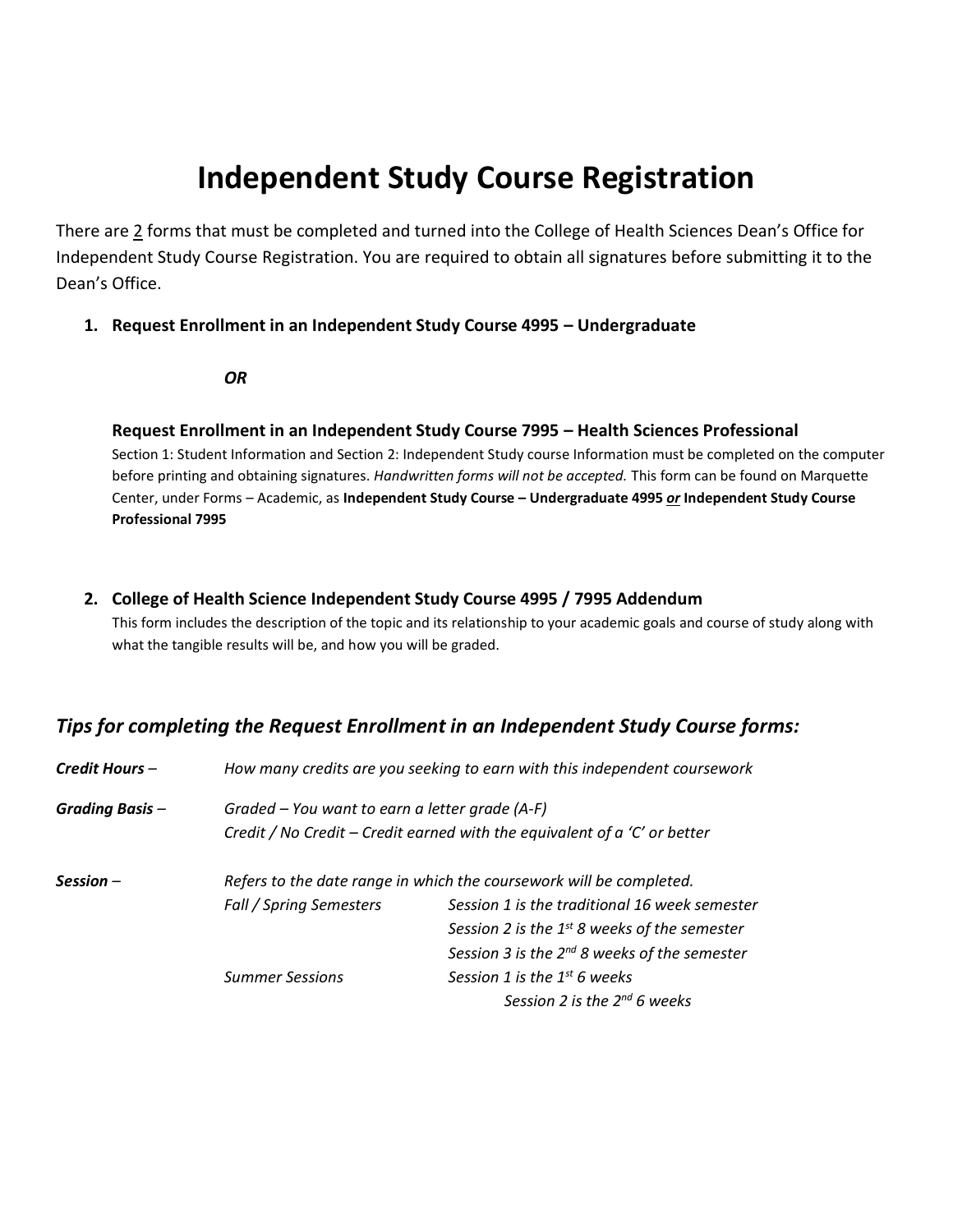# Independent Study Course Registration

There are 2 forms that must be completed and turned into the College of Health Sciences Dean's Office for Independent Study Course Registration. You are required to obtain all signatures before submitting it to the Dean's Office.

1. **Request Enrollment in an Independent Study Course 4995 – Undergraduate**

   ***OR***

   **Request Enrollment in an Independent Study Course 7995 – Health Sciences Professional**
   Section 1: Student Information and Section 2: Independent Study course Information must be completed on the computer before printing and obtaining signatures. *Handwritten forms will not be accepted.* This form can be found on Marquette Center, under Forms – Academic, as **Independent Study Course – Undergraduate 4995 *or* Independent Study Course Professional 7995**

2. **College of Health Science Independent Study Course 4995 / 7995 Addendum**
   This form includes the description of the topic and its relationship to your academic goals and course of study along with what the tangible results will be, and how you will be graded.

## *Tips for completing the Request Enrollment in an Independent Study Course forms:*

***Credit Hours*** – *How many credits are you seeking to earn with this independent coursework*

***Grading Basis*** – *Graded – You want to earn a letter grade (A-F)*
*Credit / No Credit – Credit earned with the equivalent of a 'C' or better*

***Session*** – *Refers to the date range in which the coursework will be completed.*

| | |
|---|---|
| *Fall / Spring Semesters* | *Session 1 is the traditional 16 week semester* |
| | *Session 2 is the 1st 8 weeks of the semester* |
| | *Session 3 is the 2nd 8 weeks of the semester* |
| *Summer Sessions* | *Session 1 is the 1st 6 weeks* |
| | *Session 2 is the 2nd 6 weeks* |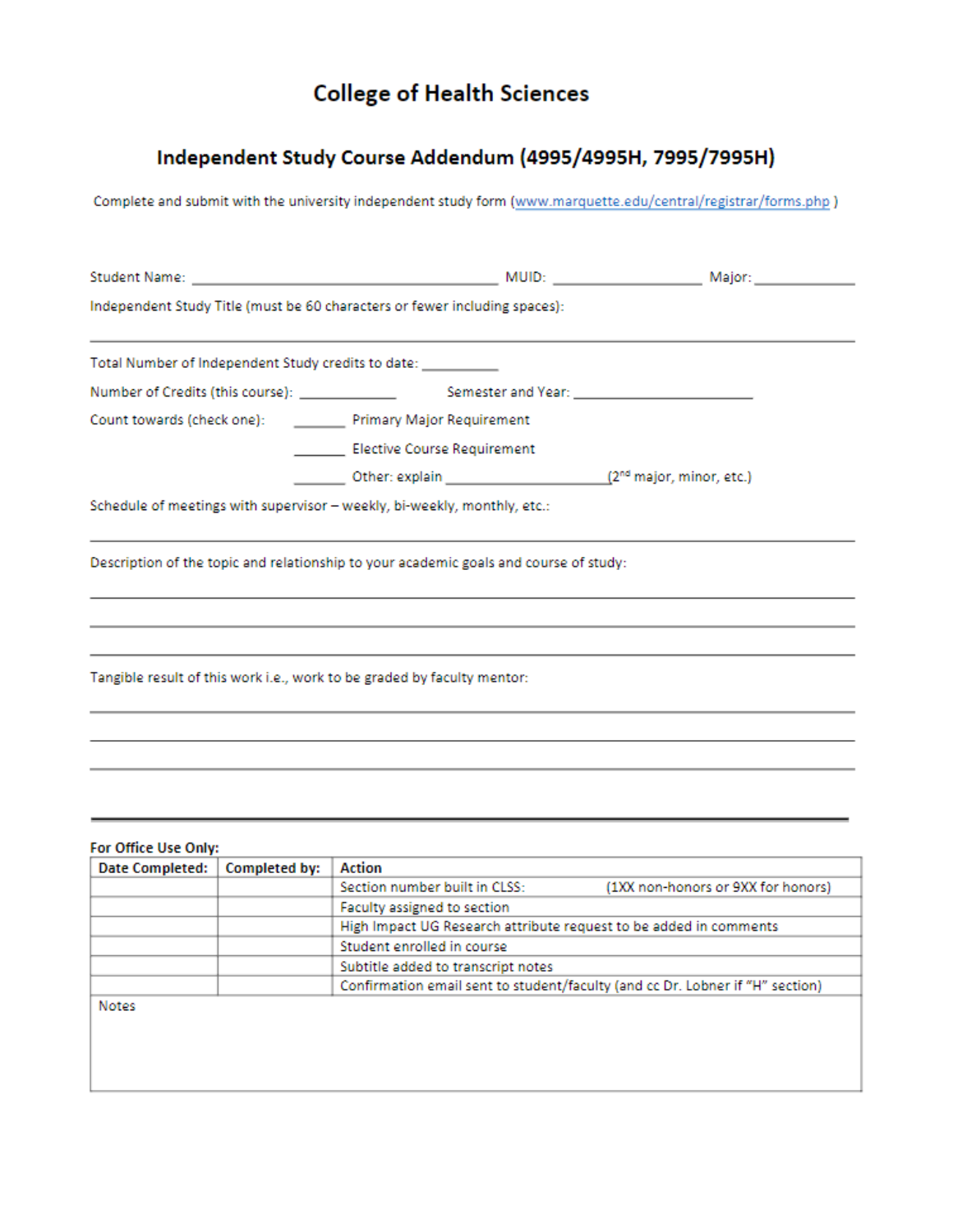# College of Health Sciences

## Independent Study Course Addendum (4995/4995H, 7995/7995H)

Complete and submit with the university independent study form (www.marquette.edu/central/registrar/forms.php )

Student Name: ______________________________ MUID: _______________ Major: ___________

Independent Study Title (must be 60 characters or fewer including spaces):

_______________________________________________________________________________

Total Number of Independent Study credits to date: _________

Number of Credits (this course): ___________ Semester and Year: __________________

Count towards (check one):

- ______ Primary Major Requirement
- ______ Elective Course Requirement
- ______ Other: explain ________________(2nd major, minor, etc.)

Schedule of meetings with supervisor – weekly, bi-weekly, monthly, etc.:

_______________________________________________________________________________

Description of the topic and relationship to your academic goals and course of study:

_______________________________________________________________________________

_______________________________________________________________________________

_______________________________________________________________________________

Tangible result of this work i.e., work to be graded by faculty mentor:

_______________________________________________________________________________

_______________________________________________________________________________

_______________________________________________________________________________

---

**For Office Use Only:**

| Date Completed: | Completed by: | Action |
|---|---|---|
| | | Section number built in CLSS: (1XX non-honors or 9XX for honors) |
| | | Faculty assigned to section |
| | | High Impact UG Research attribute request to be added in comments |
| | | Student enrolled in course |
| | | Subtitle added to transcript notes |
| | | Confirmation email sent to student/faculty (and cc Dr. Lobner if "H" section) |

Notes